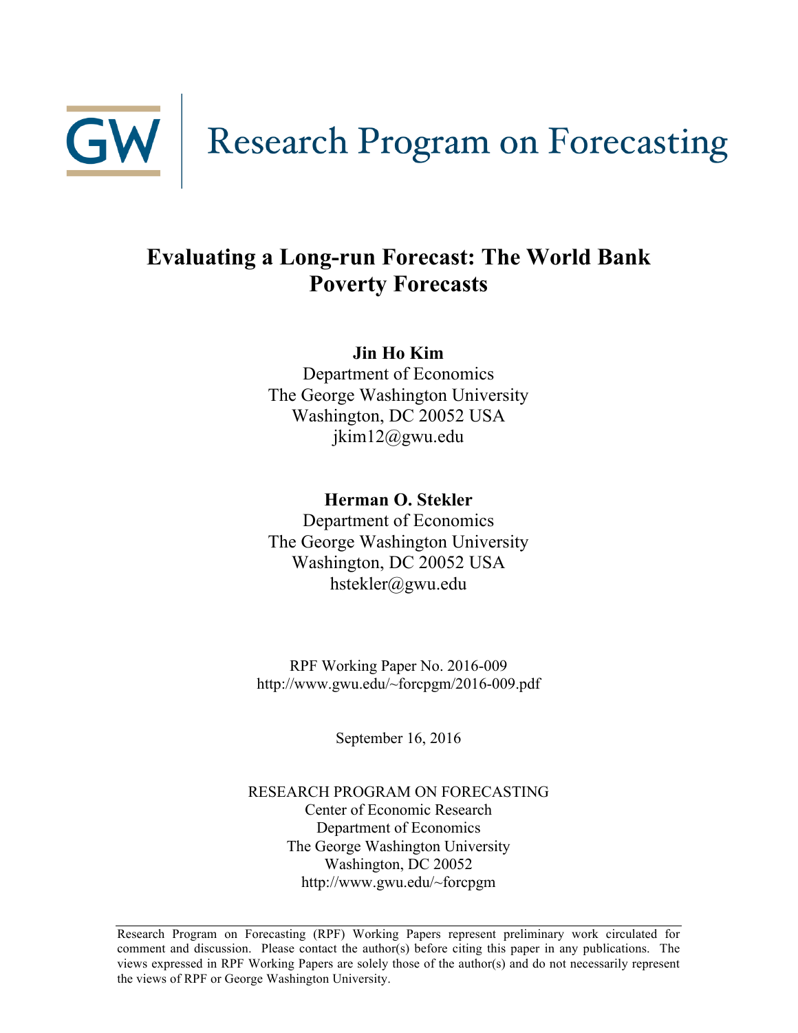GW | Research Program on Forecasting

# Evaluating a Long-run Forecast: The World Bank Poverty Forecasts

**Jin Ho Kim**
Department of Economics
The George Washington University
Washington, DC 20052 USA
jkim12@gwu.edu

**Herman O. Stekler**
Department of Economics
The George Washington University
Washington, DC 20052 USA
hstekler@gwu.edu

RPF Working Paper No. 2016-009
http://www.gwu.edu/~forcpgm/2016-009.pdf

September 16, 2016

RESEARCH PROGRAM ON FORECASTING
Center of Economic Research
Department of Economics
The George Washington University
Washington, DC 20052
http://www.gwu.edu/~forcpgm

---

Research Program on Forecasting (RPF) Working Papers represent preliminary work circulated for comment and discussion. Please contact the author(s) before citing this paper in any publications. The views expressed in RPF Working Papers are solely those of the author(s) and do not necessarily represent the views of RPF or George Washington University.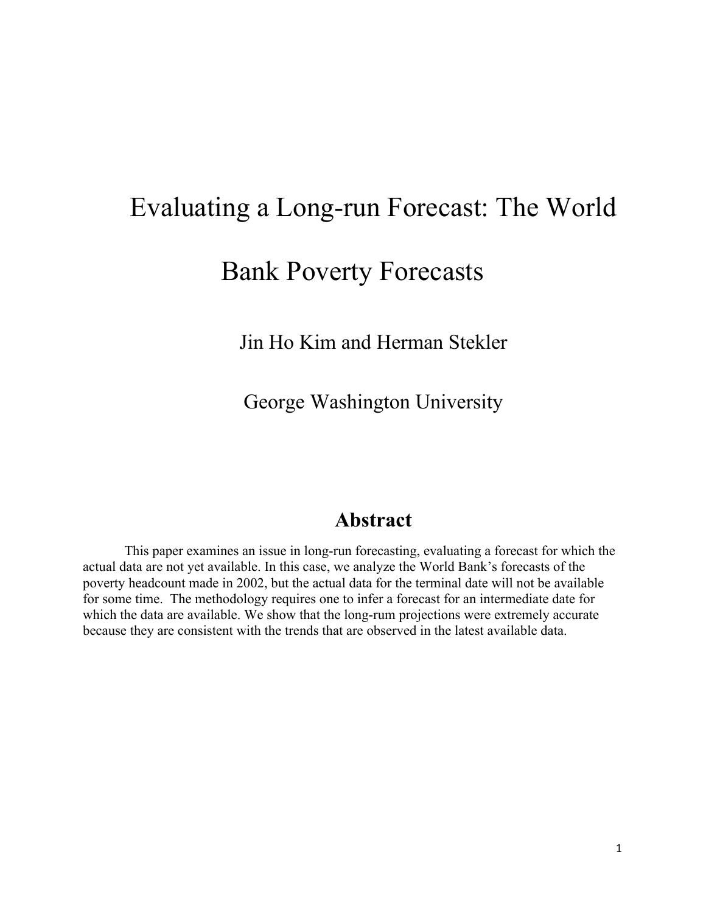# Evaluating a Long-run Forecast: The World Bank Poverty Forecasts

Jin Ho Kim and Herman Stekler

George Washington University

## Abstract

This paper examines an issue in long-run forecasting, evaluating a forecast for which the actual data are not yet available. In this case, we analyze the World Bank's forecasts of the poverty headcount made in 2002, but the actual data for the terminal date will not be available for some time. The methodology requires one to infer a forecast for an intermediate date for which the data are available. We show that the long-rum projections were extremely accurate because they are consistent with the trends that are observed in the latest available data.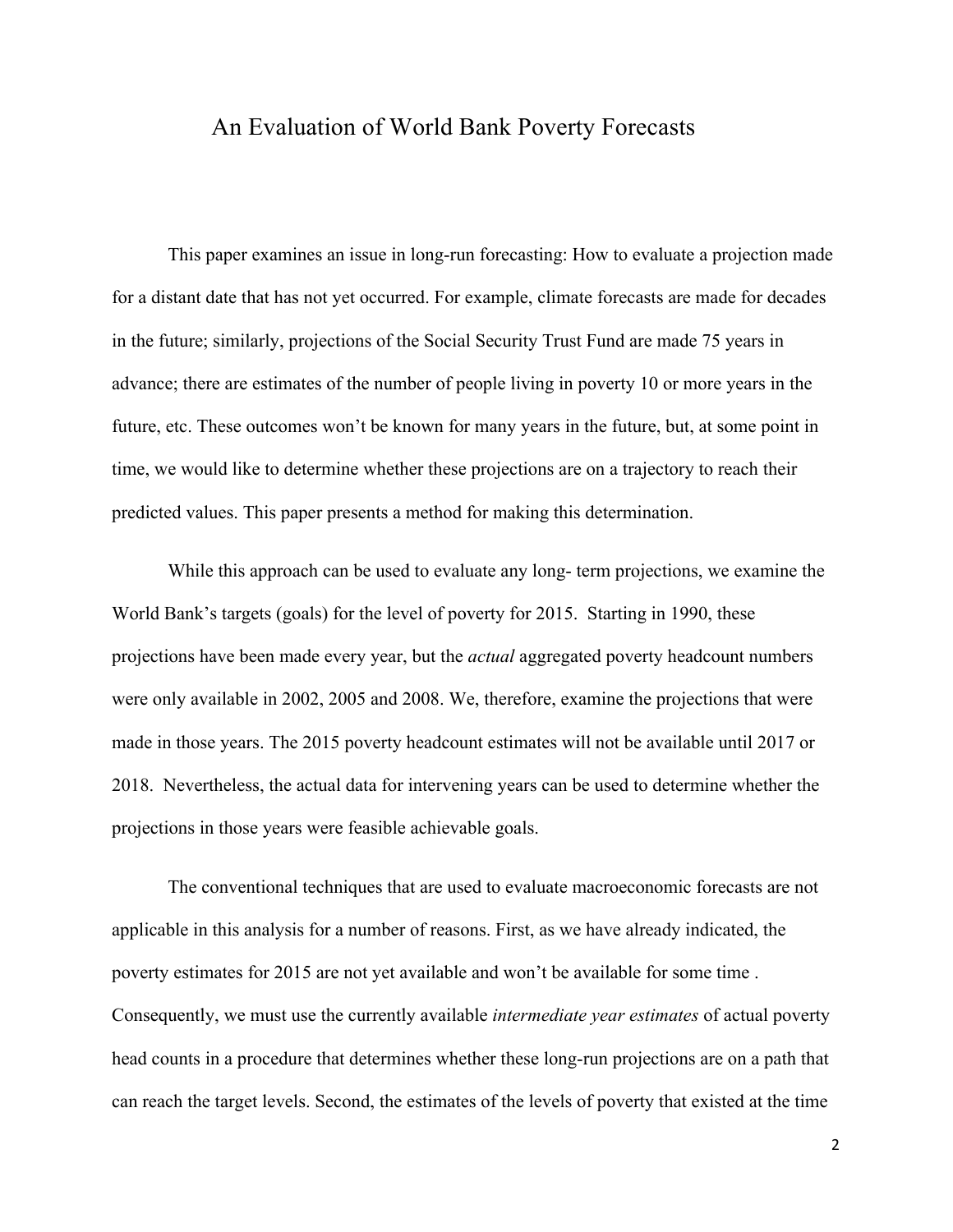# An Evaluation of World Bank Poverty Forecasts

This paper examines an issue in long-run forecasting: How to evaluate a projection made for a distant date that has not yet occurred. For example, climate forecasts are made for decades in the future; similarly, projections of the Social Security Trust Fund are made 75 years in advance; there are estimates of the number of people living in poverty 10 or more years in the future, etc. These outcomes won't be known for many years in the future, but, at some point in time, we would like to determine whether these projections are on a trajectory to reach their predicted values. This paper presents a method for making this determination.

While this approach can be used to evaluate any long- term projections, we examine the World Bank's targets (goals) for the level of poverty for 2015. Starting in 1990, these projections have been made every year, but the *actual* aggregated poverty headcount numbers were only available in 2002, 2005 and 2008. We, therefore, examine the projections that were made in those years. The 2015 poverty headcount estimates will not be available until 2017 or 2018. Nevertheless, the actual data for intervening years can be used to determine whether the projections in those years were feasible achievable goals.

The conventional techniques that are used to evaluate macroeconomic forecasts are not applicable in this analysis for a number of reasons. First, as we have already indicated, the poverty estimates for 2015 are not yet available and won't be available for some time . Consequently, we must use the currently available *intermediate year estimates* of actual poverty head counts in a procedure that determines whether these long-run projections are on a path that can reach the target levels. Second, the estimates of the levels of poverty that existed at the time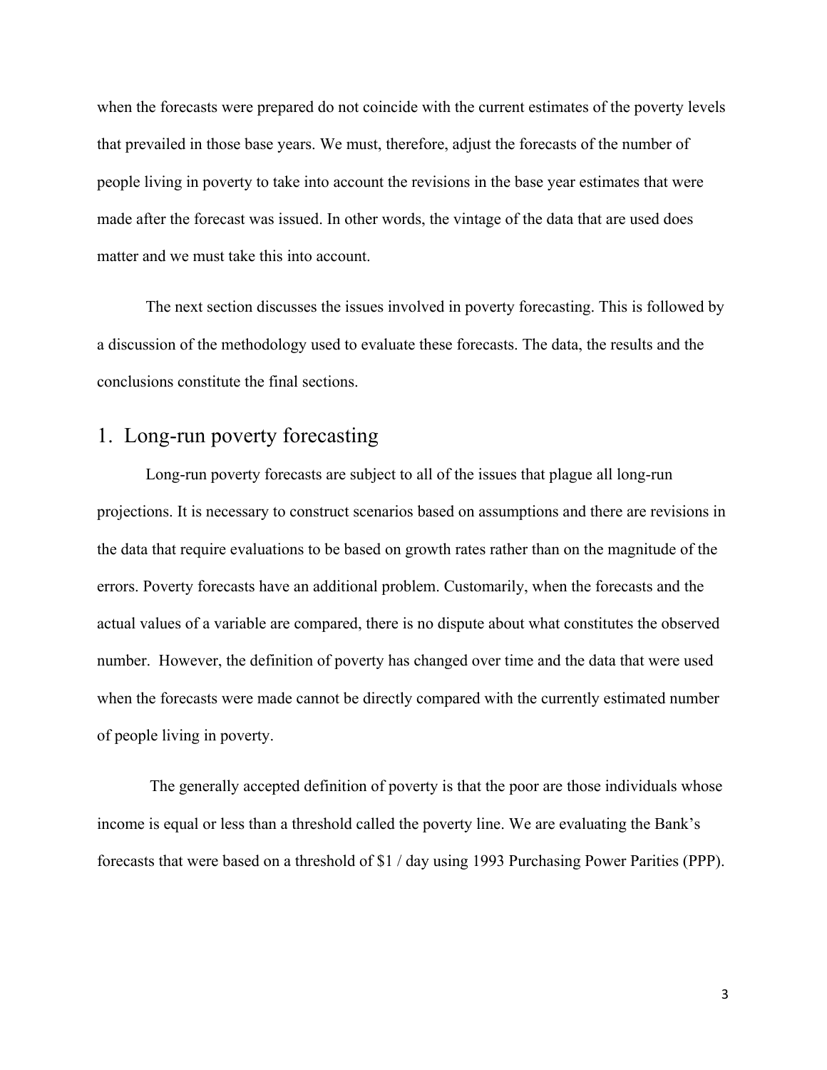when the forecasts were prepared do not coincide with the current estimates of the poverty levels that prevailed in those base years. We must, therefore, adjust the forecasts of the number of people living in poverty to take into account the revisions in the base year estimates that were made after the forecast was issued. In other words, the vintage of the data that are used does matter and we must take this into account.

The next section discusses the issues involved in poverty forecasting. This is followed by a discussion of the methodology used to evaluate these forecasts. The data, the results and the conclusions constitute the final sections.

# 1. Long-run poverty forecasting

Long-run poverty forecasts are subject to all of the issues that plague all long-run projections. It is necessary to construct scenarios based on assumptions and there are revisions in the data that require evaluations to be based on growth rates rather than on the magnitude of the errors. Poverty forecasts have an additional problem. Customarily, when the forecasts and the actual values of a variable are compared, there is no dispute about what constitutes the observed number. However, the definition of poverty has changed over time and the data that were used when the forecasts were made cannot be directly compared with the currently estimated number of people living in poverty.

The generally accepted definition of poverty is that the poor are those individuals whose income is equal or less than a threshold called the poverty line. We are evaluating the Bank's forecasts that were based on a threshold of $1 / day using 1993 Purchasing Power Parities (PPP).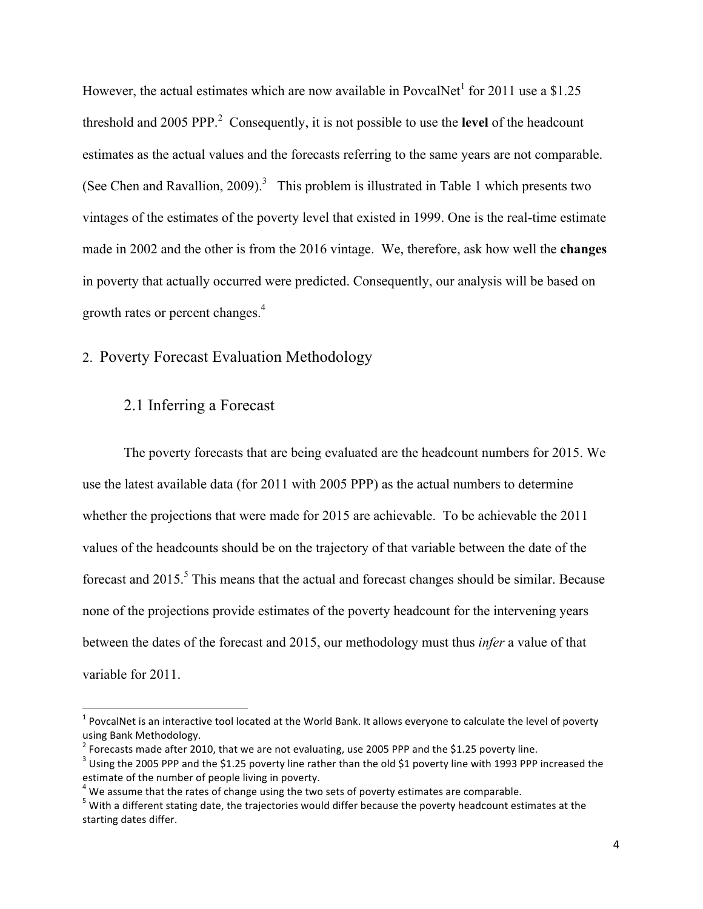However, the actual estimates which are now available in PovcalNet[1] for 2011 use a $1.25 threshold and 2005 PPP.[2] Consequently, it is not possible to use the **level** of the headcount estimates as the actual values and the forecasts referring to the same years are not comparable. (See Chen and Ravallion, 2009).[3] This problem is illustrated in Table 1 which presents two vintages of the estimates of the poverty level that existed in 1999. One is the real-time estimate made in 2002 and the other is from the 2016 vintage. We, therefore, ask how well the **changes** in poverty that actually occurred were predicted. Consequently, our analysis will be based on growth rates or percent changes.[4]

## 2. Poverty Forecast Evaluation Methodology

### 2.1 Inferring a Forecast

The poverty forecasts that are being evaluated are the headcount numbers for 2015. We use the latest available data (for 2011 with 2005 PPP) as the actual numbers to determine whether the projections that were made for 2015 are achievable. To be achievable the 2011 values of the headcounts should be on the trajectory of that variable between the date of the forecast and 2015.[5] This means that the actual and forecast changes should be similar. Because none of the projections provide estimates of the poverty headcount for the intervening years between the dates of the forecast and 2015, our methodology must thus *infer* a value of that variable for 2011.

---

[1] PovcalNet is an interactive tool located at the World Bank. It allows everyone to calculate the level of poverty using Bank Methodology.

[2] Forecasts made after 2010, that we are not evaluating, use 2005 PPP and the $1.25 poverty line.

[3] Using the 2005 PPP and the $1.25 poverty line rather than the old $1 poverty line with 1993 PPP increased the estimate of the number of people living in poverty.

[4] We assume that the rates of change using the two sets of poverty estimates are comparable.

[5] With a different stating date, the trajectories would differ because the poverty headcount estimates at the starting dates differ.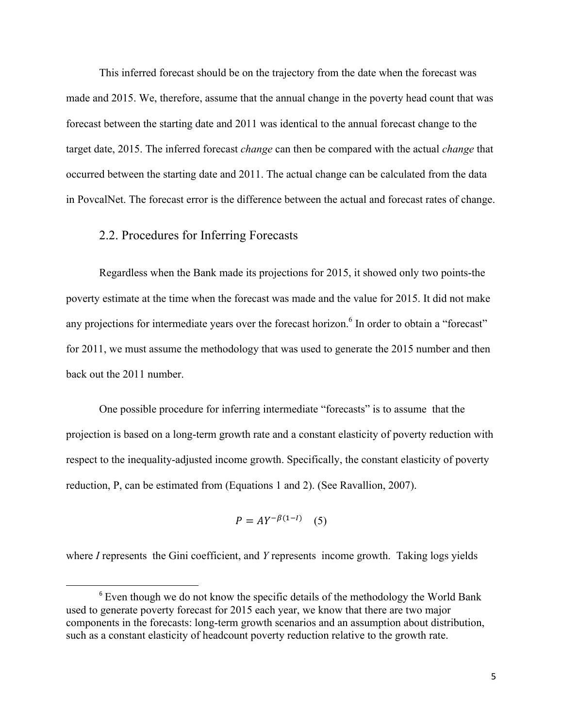This inferred forecast should be on the trajectory from the date when the forecast was made and 2015. We, therefore, assume that the annual change in the poverty head count that was forecast between the starting date and 2011 was identical to the annual forecast change to the target date, 2015. The inferred forecast *change* can then be compared with the actual *change* that occurred between the starting date and 2011. The actual change can be calculated from the data in PovcalNet. The forecast error is the difference between the actual and forecast rates of change.

## 2.2. Procedures for Inferring Forecasts

Regardless when the Bank made its projections for 2015, it showed only two points-the poverty estimate at the time when the forecast was made and the value for 2015. It did not make any projections for intermediate years over the forecast horizon.[6] In order to obtain a "forecast" for 2011, we must assume the methodology that was used to generate the 2015 number and then back out the 2011 number.

One possible procedure for inferring intermediate "forecasts" is to assume that the projection is based on a long-term growth rate and a constant elasticity of poverty reduction with respect to the inequality-adjusted income growth. Specifically, the constant elasticity of poverty reduction, P, can be estimated from (Equations 1 and 2). (See Ravallion, 2007).

$$P = AY^{-\beta(1-I)} \quad (5)$$

where *I* represents the Gini coefficient, and *Y* represents income growth. Taking logs yields

---

[6] Even though we do not know the specific details of the methodology the World Bank used to generate poverty forecast for 2015 each year, we know that there are two major components in the forecasts: long-term growth scenarios and an assumption about distribution, such as a constant elasticity of headcount poverty reduction relative to the growth rate.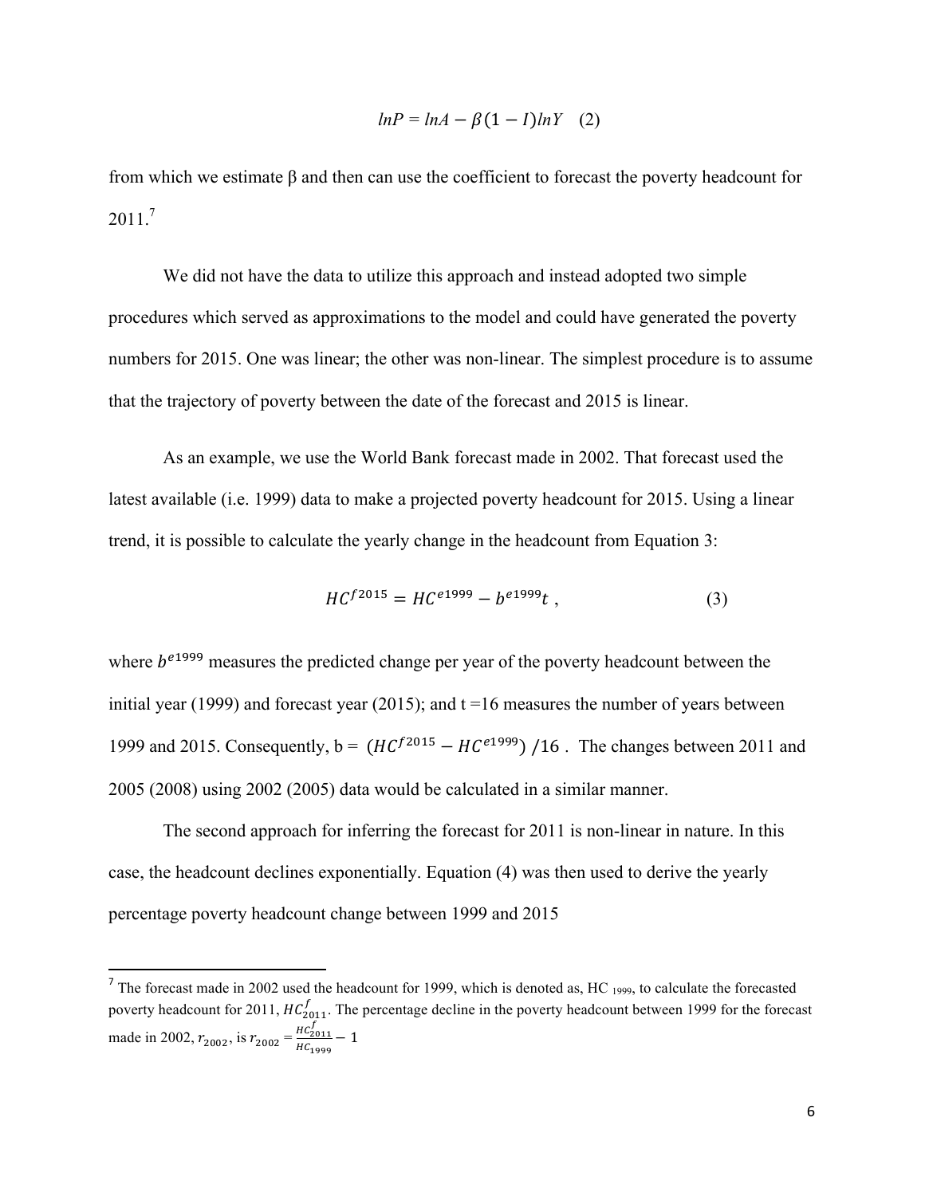$$lnP = lnA - \beta(1 - I)lnY \quad (2)$$

from which we estimate β and then can use the coefficient to forecast the poverty headcount for 2011.[7]

We did not have the data to utilize this approach and instead adopted two simple procedures which served as approximations to the model and could have generated the poverty numbers for 2015. One was linear; the other was non-linear. The simplest procedure is to assume that the trajectory of poverty between the date of the forecast and 2015 is linear.

As an example, we use the World Bank forecast made in 2002. That forecast used the latest available (i.e. 1999) data to make a projected poverty headcount for 2015. Using a linear trend, it is possible to calculate the yearly change in the headcount from Equation 3:

$$HC^{f2015} = HC^{e1999} - b^{e1999}t \,, \quad (3)$$

where $b^{e1999}$ measures the predicted change per year of the poverty headcount between the initial year (1999) and forecast year (2015); and t =16 measures the number of years between 1999 and 2015. Consequently, b = $(HC^{f2015} - HC^{e1999})\,/16$ . The changes between 2011 and 2005 (2008) using 2002 (2005) data would be calculated in a similar manner.

The second approach for inferring the forecast for 2011 is non-linear in nature. In this case, the headcount declines exponentially. Equation (4) was then used to derive the yearly percentage poverty headcount change between 1999 and 2015

[7] The forecast made in 2002 used the headcount for 1999, which is denoted as, $HC_{1999}$, to calculate the forecasted poverty headcount for 2011, $HC^{f}_{2011}$. The percentage decline in the poverty headcount between 1999 for the forecast made in 2002, $r_{2002}$, is $r_{2002} = \frac{HC^{f}_{2011}}{HC_{1999}} - 1$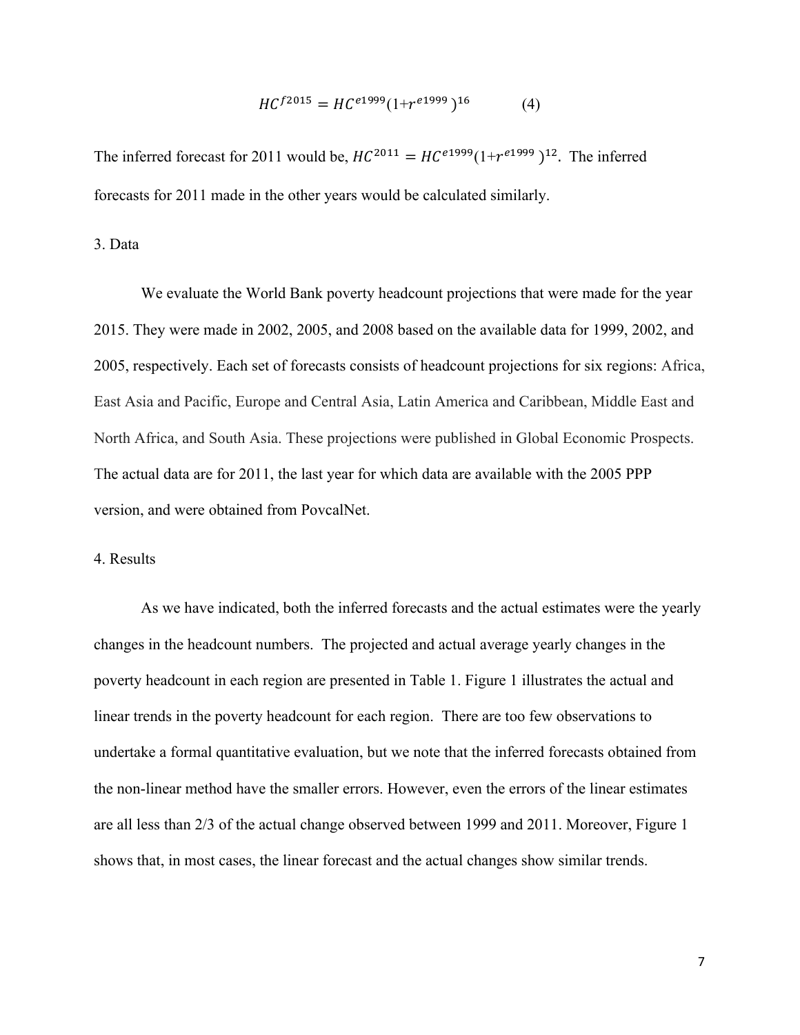$$HC^{f2015} = HC^{e1999}(1+r^{e1999})^{16} \qquad (4)$$

The inferred forecast for 2011 would be, $HC^{2011} = HC^{e1999}(1+r^{e1999})^{12}$. The inferred forecasts for 2011 made in the other years would be calculated similarly.

## 3. Data

We evaluate the World Bank poverty headcount projections that were made for the year 2015. They were made in 2002, 2005, and 2008 based on the available data for 1999, 2002, and 2005, respectively. Each set of forecasts consists of headcount projections for six regions: Africa, East Asia and Pacific, Europe and Central Asia, Latin America and Caribbean, Middle East and North Africa, and South Asia. These projections were published in Global Economic Prospects. The actual data are for 2011, the last year for which data are available with the 2005 PPP version, and were obtained from PovcalNet.

## 4. Results

As we have indicated, both the inferred forecasts and the actual estimates were the yearly changes in the headcount numbers. The projected and actual average yearly changes in the poverty headcount in each region are presented in Table 1. Figure 1 illustrates the actual and linear trends in the poverty headcount for each region. There are too few observations to undertake a formal quantitative evaluation, but we note that the inferred forecasts obtained from the non-linear method have the smaller errors. However, even the errors of the linear estimates are all less than 2/3 of the actual change observed between 1999 and 2011. Moreover, Figure 1 shows that, in most cases, the linear forecast and the actual changes show similar trends.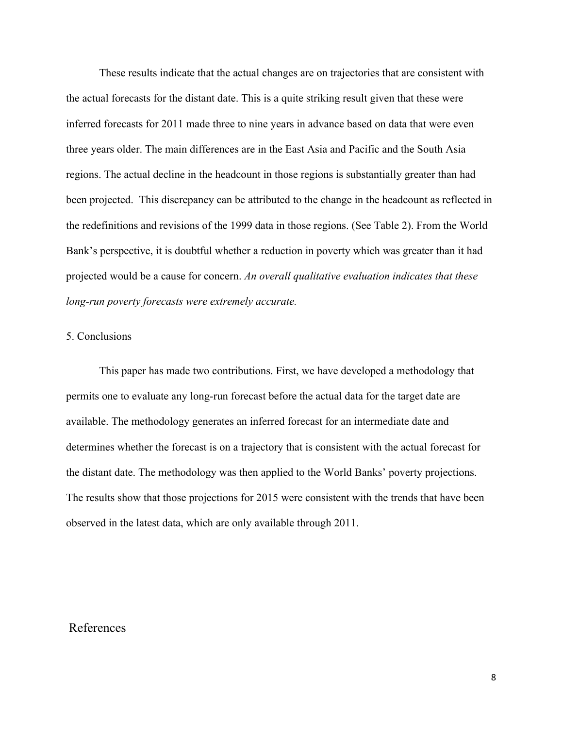These results indicate that the actual changes are on trajectories that are consistent with the actual forecasts for the distant date. This is a quite striking result given that these were inferred forecasts for 2011 made three to nine years in advance based on data that were even three years older. The main differences are in the East Asia and Pacific and the South Asia regions. The actual decline in the headcount in those regions is substantially greater than had been projected. This discrepancy can be attributed to the change in the headcount as reflected in the redefinitions and revisions of the 1999 data in those regions. (See Table 2). From the World Bank's perspective, it is doubtful whether a reduction in poverty which was greater than it had projected would be a cause for concern. *An overall qualitative evaluation indicates that these long-run poverty forecasts were extremely accurate.*

## 5. Conclusions

This paper has made two contributions. First, we have developed a methodology that permits one to evaluate any long-run forecast before the actual data for the target date are available. The methodology generates an inferred forecast for an intermediate date and determines whether the forecast is on a trajectory that is consistent with the actual forecast for the distant date. The methodology was then applied to the World Banks' poverty projections. The results show that those projections for 2015 were consistent with the trends that have been observed in the latest data, which are only available through 2011.

## References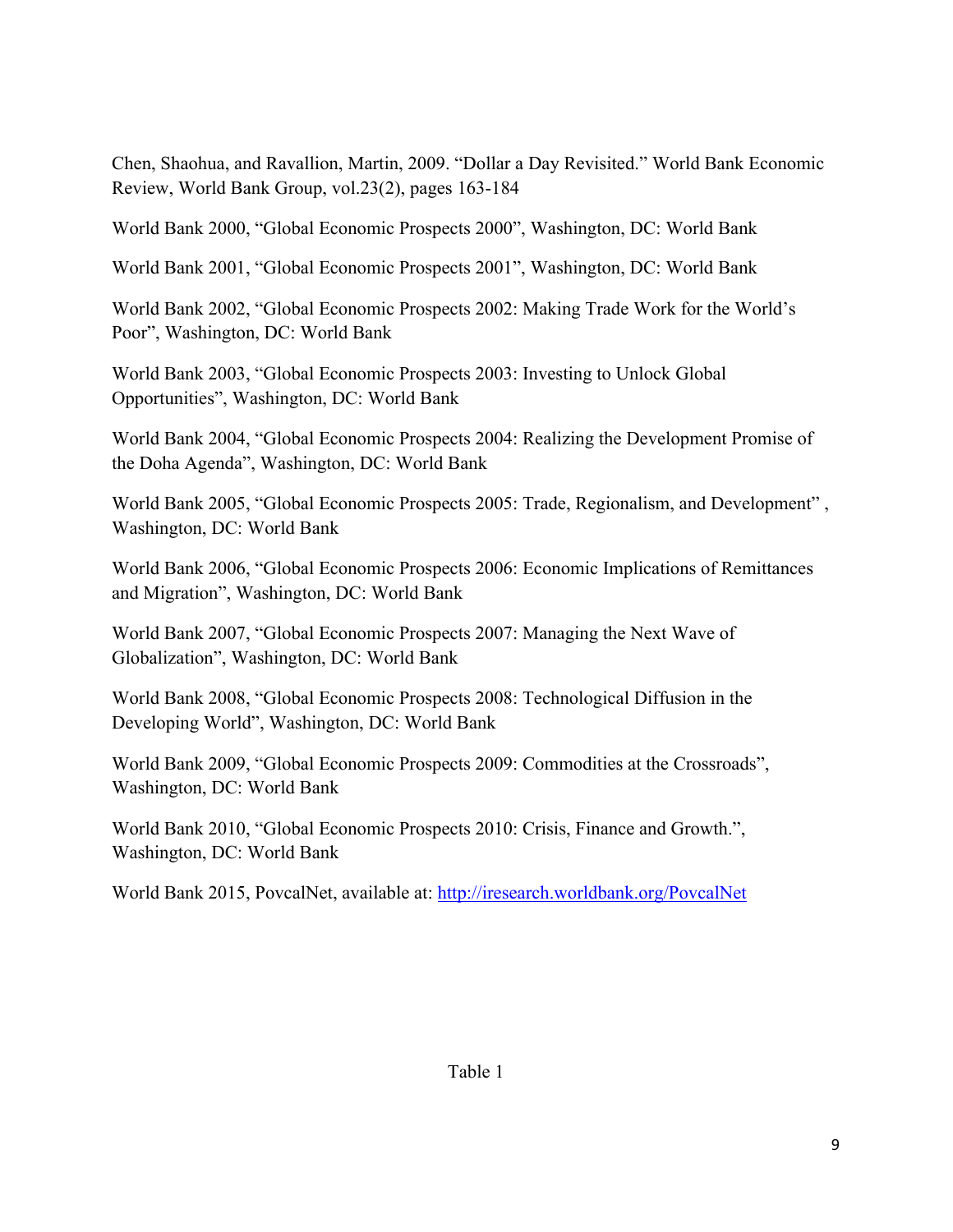Chen, Shaohua, and Ravallion, Martin, 2009. "Dollar a Day Revisited." World Bank Economic Review, World Bank Group, vol.23(2), pages 163-184

World Bank 2000, "Global Economic Prospects 2000", Washington, DC: World Bank

World Bank 2001, "Global Economic Prospects 2001", Washington, DC: World Bank

World Bank 2002, "Global Economic Prospects 2002: Making Trade Work for the World's Poor", Washington, DC: World Bank

World Bank 2003, "Global Economic Prospects 2003: Investing to Unlock Global Opportunities", Washington, DC: World Bank

World Bank 2004, "Global Economic Prospects 2004: Realizing the Development Promise of the Doha Agenda", Washington, DC: World Bank

World Bank 2005, "Global Economic Prospects 2005: Trade, Regionalism, and Development" , Washington, DC: World Bank

World Bank 2006, "Global Economic Prospects 2006: Economic Implications of Remittances and Migration", Washington, DC: World Bank

World Bank 2007, "Global Economic Prospects 2007: Managing the Next Wave of Globalization", Washington, DC: World Bank

World Bank 2008, "Global Economic Prospects 2008: Technological Diffusion in the Developing World", Washington, DC: World Bank

World Bank 2009, "Global Economic Prospects 2009: Commodities at the Crossroads", Washington, DC: World Bank

World Bank 2010, "Global Economic Prospects 2010: Crisis, Finance and Growth.", Washington, DC: World Bank

World Bank 2015, PovcalNet, available at: http://iresearch.worldbank.org/PovcalNet

Table 1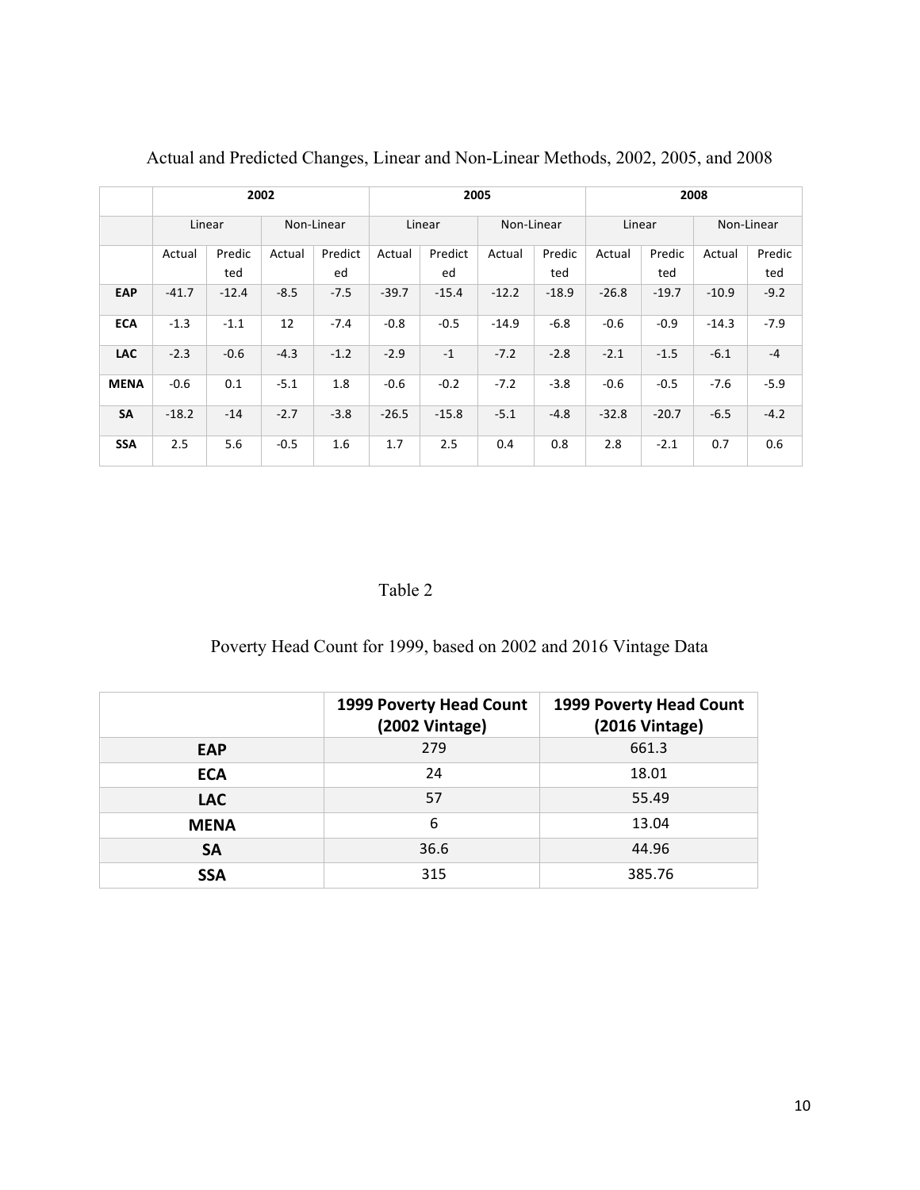Actual and Predicted Changes, Linear and Non-Linear Methods, 2002, 2005, and 2008

| | 2002 | | | | 2005 | | | | 2008 | | | |
|---|---|---|---|---|---|---|---|---|---|---|---|---|
| | Linear | | Non-Linear | | Linear | | Non-Linear | | Linear | | Non-Linear | |
| | Actual | Predicted | Actual | Predicted | Actual | Predicted | Actual | Predicted | Actual | Predicted | Actual | Predicted |
| **EAP** | -41.7 | -12.4 | -8.5 | -7.5 | -39.7 | -15.4 | -12.2 | -18.9 | -26.8 | -19.7 | -10.9 | -9.2 |
| **ECA** | -1.3 | -1.1 | 12 | -7.4 | -0.8 | -0.5 | -14.9 | -6.8 | -0.6 | -0.9 | -14.3 | -7.9 |
| **LAC** | -2.3 | -0.6 | -4.3 | -1.2 | -2.9 | -1 | -7.2 | -2.8 | -2.1 | -1.5 | -6.1 | -4 |
| **MENA** | -0.6 | 0.1 | -5.1 | 1.8 | -0.6 | -0.2 | -7.2 | -3.8 | -0.6 | -0.5 | -7.6 | -5.9 |
| **SA** | -18.2 | -14 | -2.7 | -3.8 | -26.5 | -15.8 | -5.1 | -4.8 | -32.8 | -20.7 | -6.5 | -4.2 |
| **SSA** | 2.5 | 5.6 | -0.5 | 1.6 | 1.7 | 2.5 | 0.4 | 0.8 | 2.8 | -2.1 | 0.7 | 0.6 |

Table 2

Poverty Head Count for 1999, based on 2002 and 2016 Vintage Data

| | **1999 Poverty Head Count (2002 Vintage)** | **1999 Poverty Head Count (2016 Vintage)** |
|---|---|---|
| **EAP** | 279 | 661.3 |
| **ECA** | 24 | 18.01 |
| **LAC** | 57 | 55.49 |
| **MENA** | 6 | 13.04 |
| **SA** | 36.6 | 44.96 |
| **SSA** | 315 | 385.76 |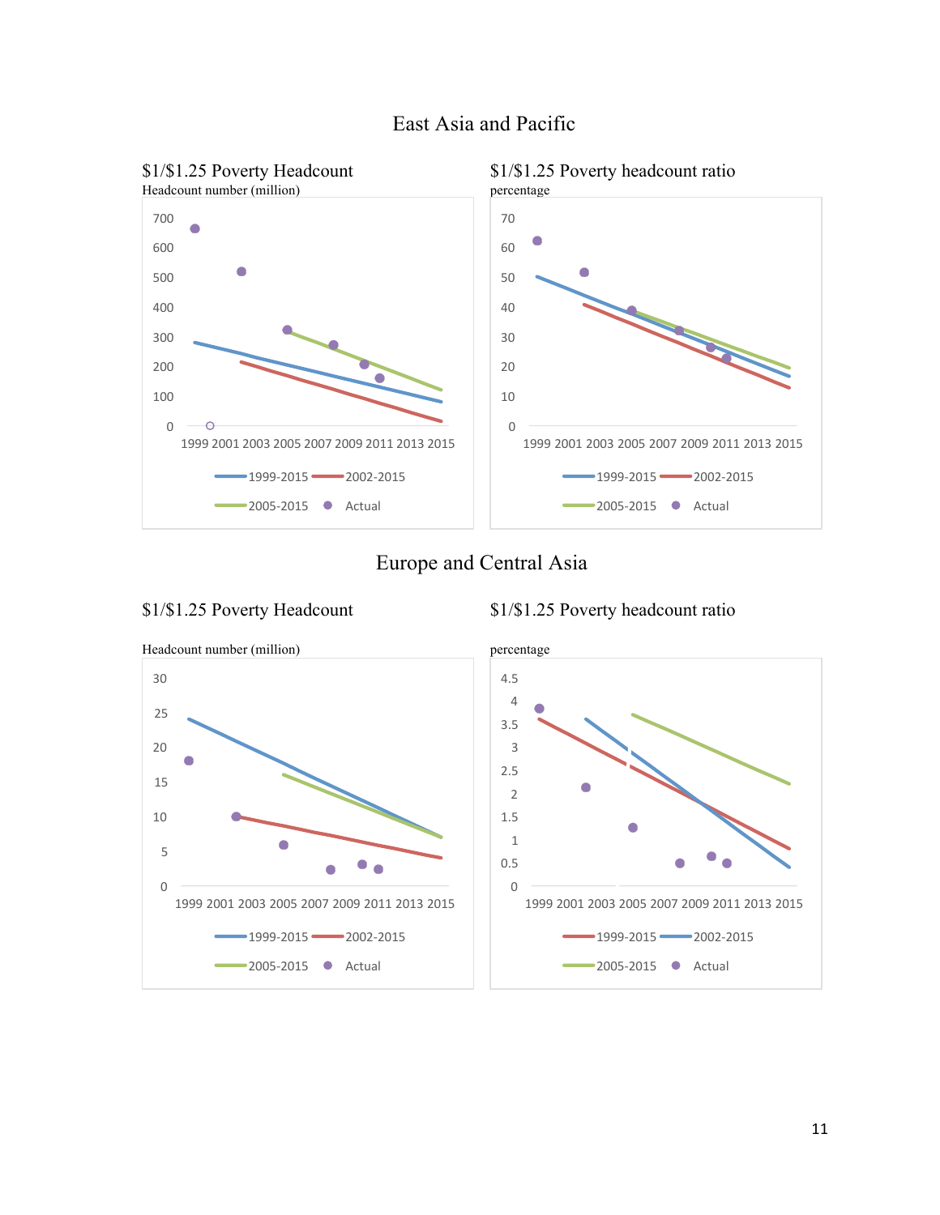# East Asia and Pacific

**$1/$1.25 Poverty Headcount**

Headcount number (million)

0, 100, 200, 300, 400, 500, 600, 700

1999 2001 2003 2005 2007 2009 2011 2013 2015

1999-2015 | 2002-2015 | 2005-2015 | Actual

**$1/$1.25 Poverty headcount ratio**

percentage

0, 10, 20, 30, 40, 50, 60, 70

1999 2001 2003 2005 2007 2009 2011 2013 2015

1999-2015 | 2002-2015 | 2005-2015 | Actual

# Europe and Central Asia

**$1/$1.25 Poverty Headcount**

Headcount number (million)

0, 5, 10, 15, 20, 25, 30

1999 2001 2003 2005 2007 2009 2011 2013 2015

1999-2015 | 2002-2015 | 2005-2015 | Actual

**$1/$1.25 Poverty headcount ratio**

percentage

0, 0.5, 1, 1.5, 2, 2.5, 3, 3.5, 4, 4.5

1999 2001 2003 2005 2007 2009 2011 2013 2015

1999-2015 | 2002-2015 | 2005-2015 | Actual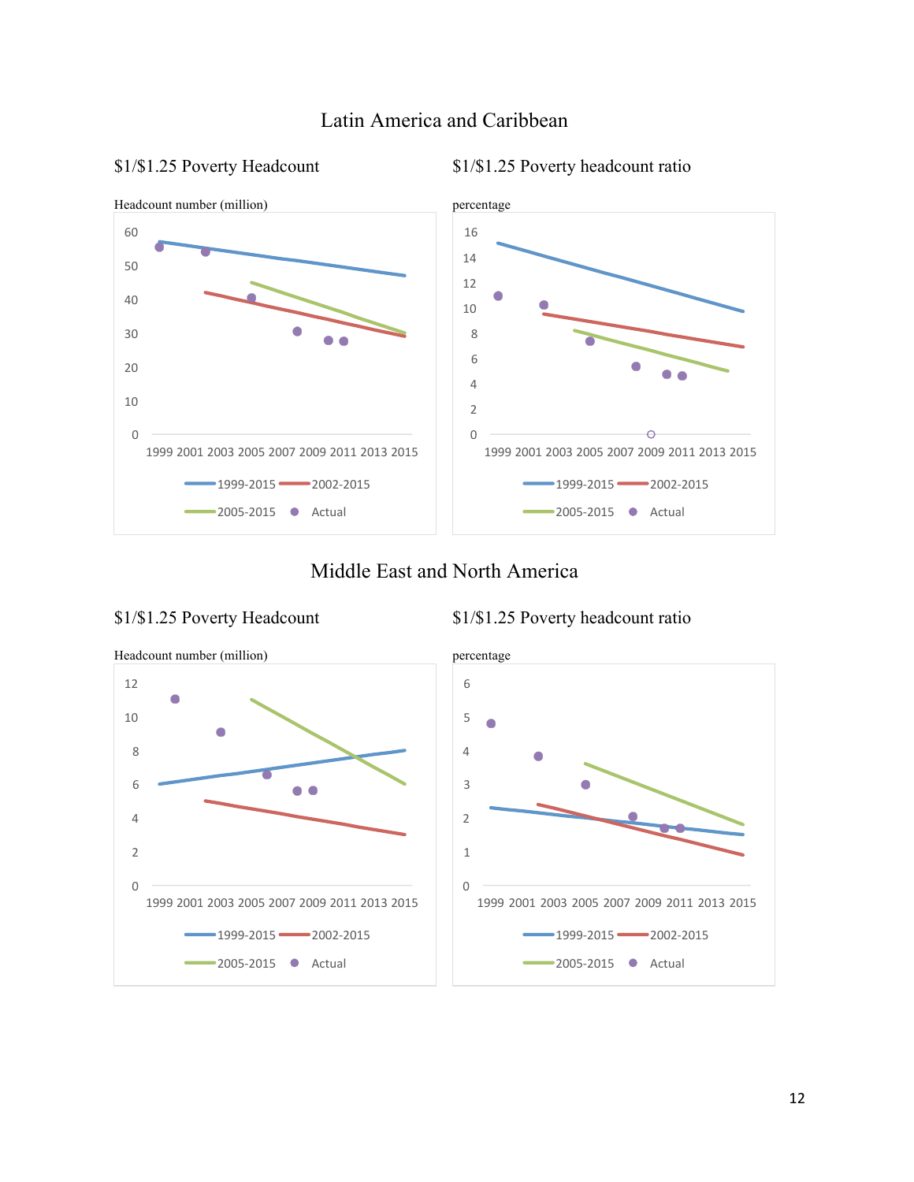## Latin America and Caribbean

$1/$1.25 Poverty Headcount

Headcount number (million)

$1/$1.25 Poverty headcount ratio

percentage

## Middle East and North America

$1/$1.25 Poverty Headcount

Headcount number (million)

$1/$1.25 Poverty headcount ratio

percentage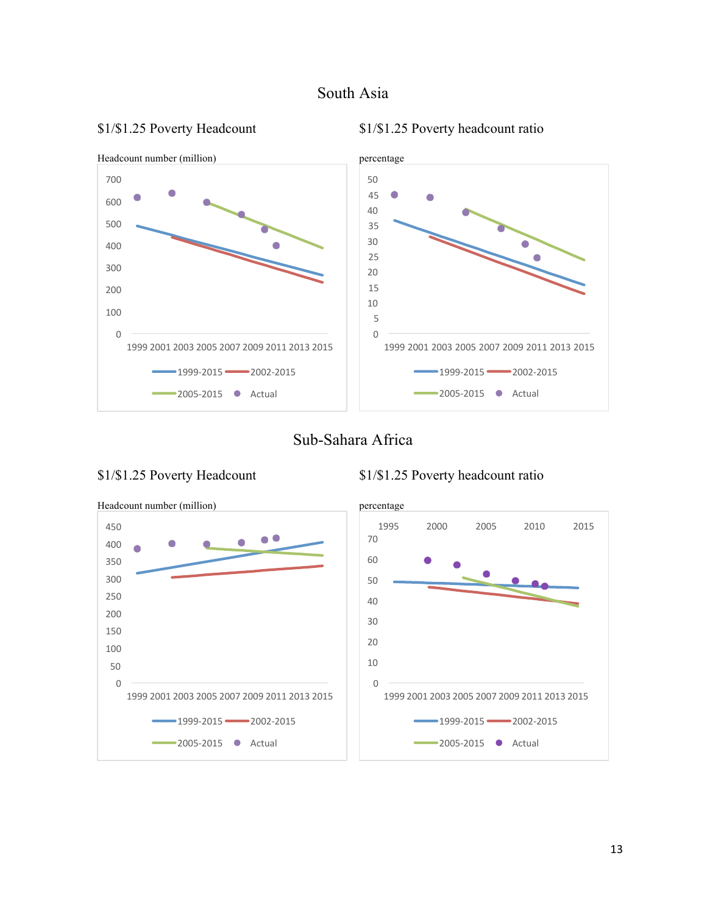## South Asia

### $1/$1.25 Poverty Headcount

Headcount number (million)

700
600
500
400
300
200
100
0

1999 2001 2003 2005 2007 2009 2011 2013 2015

1999-2015
2002-2015
2005-2015
Actual

### $1/$1.25 Poverty headcount ratio

percentage

50
45
40
35
30
25
20
15
10
5
0

1999 2001 2003 2005 2007 2009 2011 2013 2015

1999-2015
2002-2015
2005-2015
Actual

## Sub-Sahara Africa

### $1/$1.25 Poverty Headcount

Headcount number (million)

450
400
350
300
250
200
150
100
50
0

1999 2001 2003 2005 2007 2009 2011 2013 2015

1999-2015
2002-2015
2005-2015
Actual

### $1/$1.25 Poverty headcount ratio

percentage

1995 2000 2005 2010 2015

70
60
50
40
30
20
10
0

1999 2001 2003 2005 2007 2009 2011 2013 2015

1999-2015
2002-2015
2005-2015
Actual